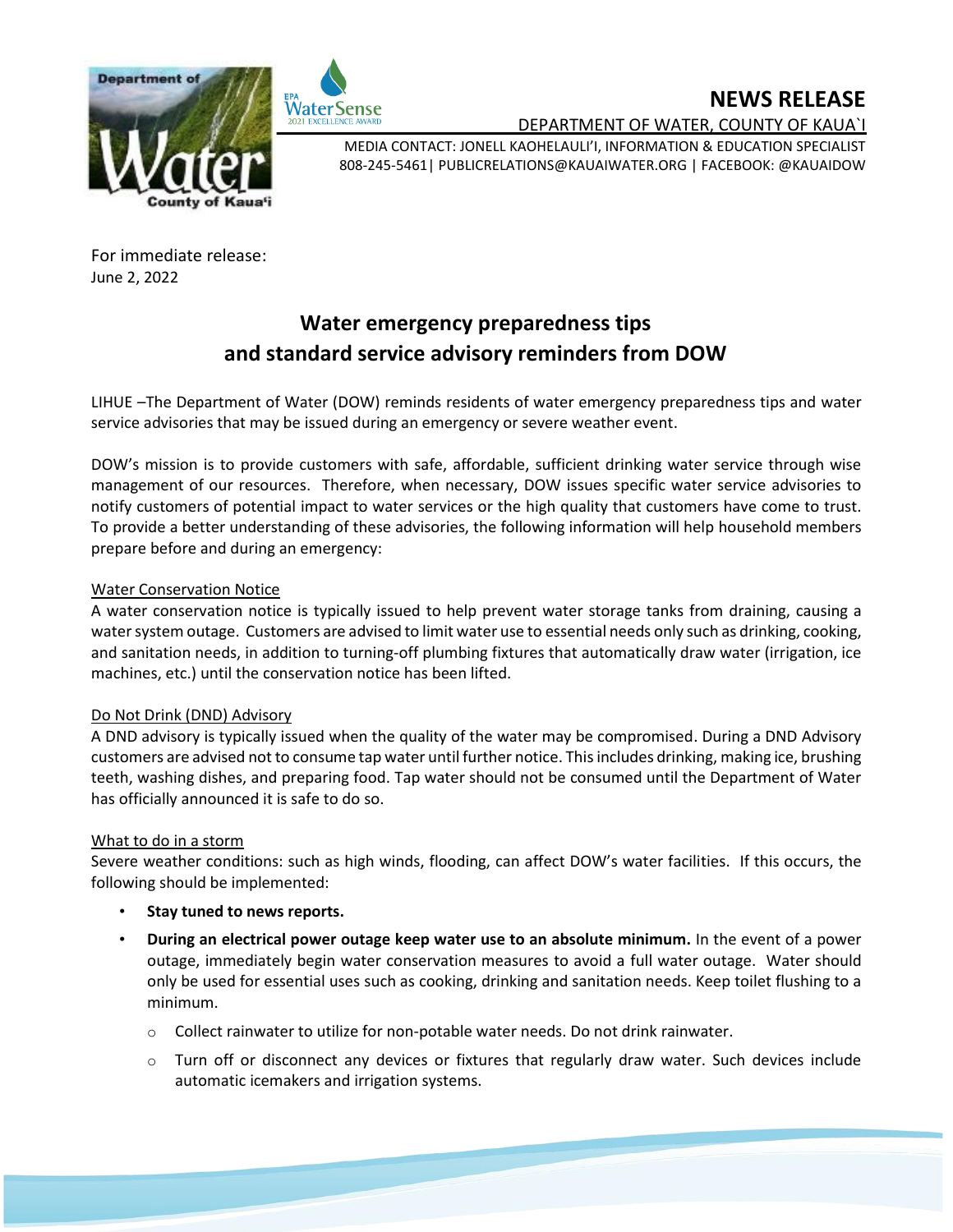# NEWS RELEASE

DEPARTMENT OF WATER, COUNTY OF KAUA`I

MEDIA CONTACT: JONELL KAOHELAULI'I, INFORMATION & EDUCATION SPECIALIST
808-245-5461| PUBLICRELATIONS@KAUAIWATER.ORG | FACEBOOK: @KAUAIDOW

For immediate release:
June 2, 2022

## Water emergency preparedness tips and standard service advisory reminders from DOW

LIHUE –The Department of Water (DOW) reminds residents of water emergency preparedness tips and water service advisories that may be issued during an emergency or severe weather event.

DOW's mission is to provide customers with safe, affordable, sufficient drinking water service through wise management of our resources. Therefore, when necessary, DOW issues specific water service advisories to notify customers of potential impact to water services or the high quality that customers have come to trust. To provide a better understanding of these advisories, the following information will help household members prepare before and during an emergency:

### Water Conservation Notice

A water conservation notice is typically issued to help prevent water storage tanks from draining, causing a water system outage. Customers are advised to limit water use to essential needs only such as drinking, cooking, and sanitation needs, in addition to turning-off plumbing fixtures that automatically draw water (irrigation, ice machines, etc.) until the conservation notice has been lifted.

### Do Not Drink (DND) Advisory

A DND advisory is typically issued when the quality of the water may be compromised. During a DND Advisory customers are advised not to consume tap water until further notice. This includes drinking, making ice, brushing teeth, washing dishes, and preparing food. Tap water should not be consumed until the Department of Water has officially announced it is safe to do so.

### What to do in a storm

Severe weather conditions: such as high winds, flooding, can affect DOW's water facilities. If this occurs, the following should be implemented:

- **Stay tuned to news reports.**
- **During an electrical power outage keep water use to an absolute minimum.** In the event of a power outage, immediately begin water conservation measures to avoid a full water outage. Water should only be used for essential uses such as cooking, drinking and sanitation needs. Keep toilet flushing to a minimum.
  - Collect rainwater to utilize for non-potable water needs. Do not drink rainwater.
  - Turn off or disconnect any devices or fixtures that regularly draw water. Such devices include automatic icemakers and irrigation systems.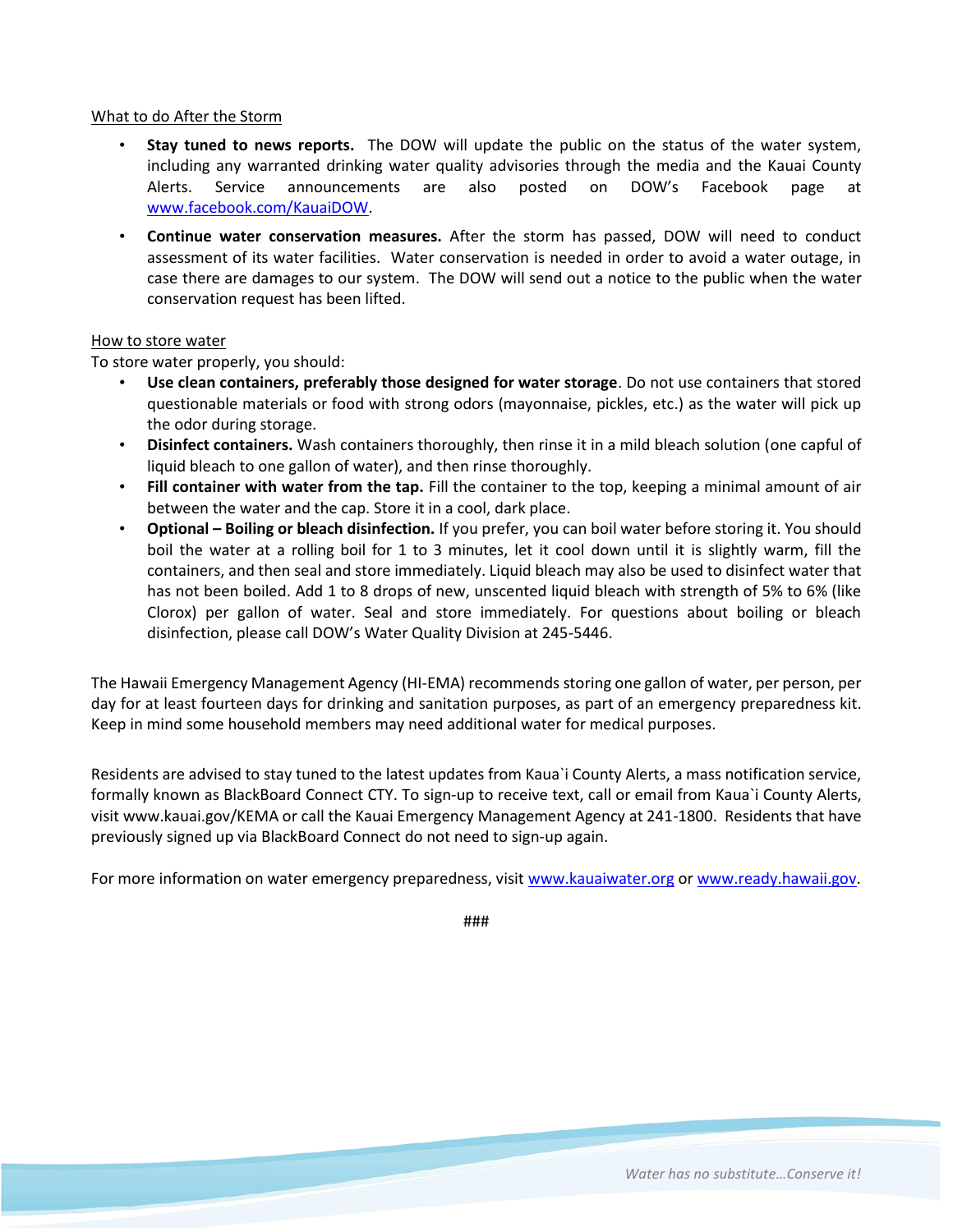What to do After the Storm

- **Stay tuned to news reports.** The DOW will update the public on the status of the water system, including any warranted drinking water quality advisories through the media and the Kauai County Alerts. Service announcements are also posted on DOW's Facebook page at www.facebook.com/KauaiDOW.
- **Continue water conservation measures.** After the storm has passed, DOW will need to conduct assessment of its water facilities. Water conservation is needed in order to avoid a water outage, in case there are damages to our system. The DOW will send out a notice to the public when the water conservation request has been lifted.

How to store water

To store water properly, you should:

- **Use clean containers, preferably those designed for water storage**. Do not use containers that stored questionable materials or food with strong odors (mayonnaise, pickles, etc.) as the water will pick up the odor during storage.
- **Disinfect containers.** Wash containers thoroughly, then rinse it in a mild bleach solution (one capful of liquid bleach to one gallon of water), and then rinse thoroughly.
- **Fill container with water from the tap.** Fill the container to the top, keeping a minimal amount of air between the water and the cap. Store it in a cool, dark place.
- **Optional – Boiling or bleach disinfection.** If you prefer, you can boil water before storing it. You should boil the water at a rolling boil for 1 to 3 minutes, let it cool down until it is slightly warm, fill the containers, and then seal and store immediately. Liquid bleach may also be used to disinfect water that has not been boiled. Add 1 to 8 drops of new, unscented liquid bleach with strength of 5% to 6% (like Clorox) per gallon of water. Seal and store immediately. For questions about boiling or bleach disinfection, please call DOW's Water Quality Division at 245-5446.

The Hawaii Emergency Management Agency (HI-EMA) recommends storing one gallon of water, per person, per day for at least fourteen days for drinking and sanitation purposes, as part of an emergency preparedness kit. Keep in mind some household members may need additional water for medical purposes.

Residents are advised to stay tuned to the latest updates from Kaua`i County Alerts, a mass notification service, formally known as BlackBoard Connect CTY. To sign-up to receive text, call or email from Kaua`i County Alerts, visit www.kauai.gov/KEMA or call the Kauai Emergency Management Agency at 241-1800. Residents that have previously signed up via BlackBoard Connect do not need to sign-up again.

For more information on water emergency preparedness, visit www.kauaiwater.org or www.ready.hawaii.gov.

###

*Water has no substitute…Conserve it!*